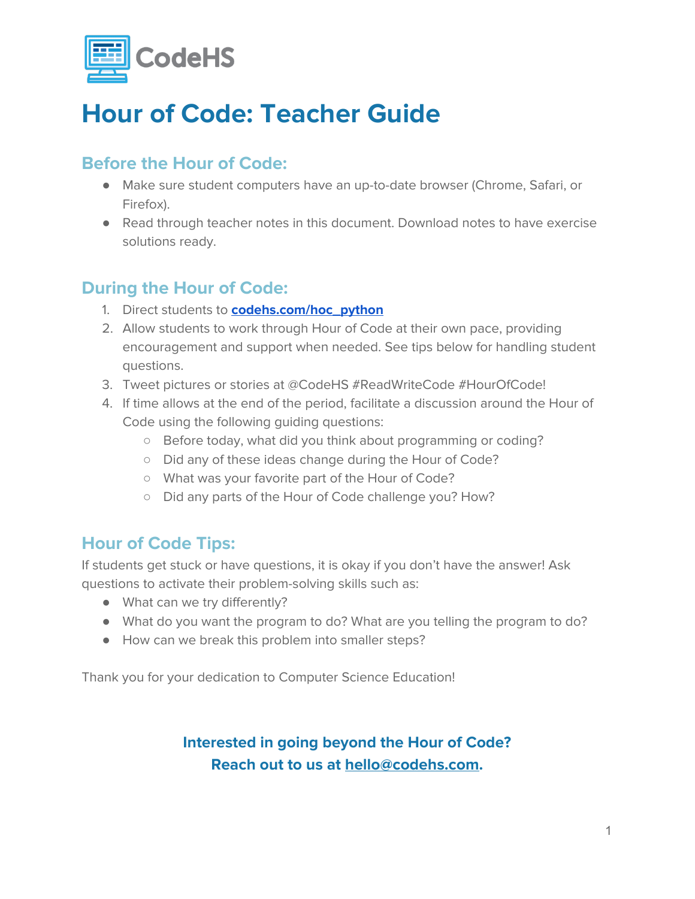CodeHS

# Hour of Code: Teacher Guide

## Before the Hour of Code:

- Make sure student computers have an up-to-date browser (Chrome, Safari, or Firefox).
- Read through teacher notes in this document. Download notes to have exercise solutions ready.

## During the Hour of Code:

1. Direct students to **codehs.com/hoc_python**
2. Allow students to work through Hour of Code at their own pace, providing encouragement and support when needed. See tips below for handling student questions.
3. Tweet pictures or stories at @CodeHS #ReadWriteCode #HourOfCode!
4. If time allows at the end of the period, facilitate a discussion around the Hour of Code using the following guiding questions:
   - Before today, what did you think about programming or coding?
   - Did any of these ideas change during the Hour of Code?
   - What was your favorite part of the Hour of Code?
   - Did any parts of the Hour of Code challenge you? How?

## Hour of Code Tips:

If students get stuck or have questions, it is okay if you don't have the answer! Ask questions to activate their problem-solving skills such as:

- What can we try differently?
- What do you want the program to do? What are you telling the program to do?
- How can we break this problem into smaller steps?

Thank you for your dedication to Computer Science Education!

**Interested in going beyond the Hour of Code?**
**Reach out to us at hello@codehs.com.**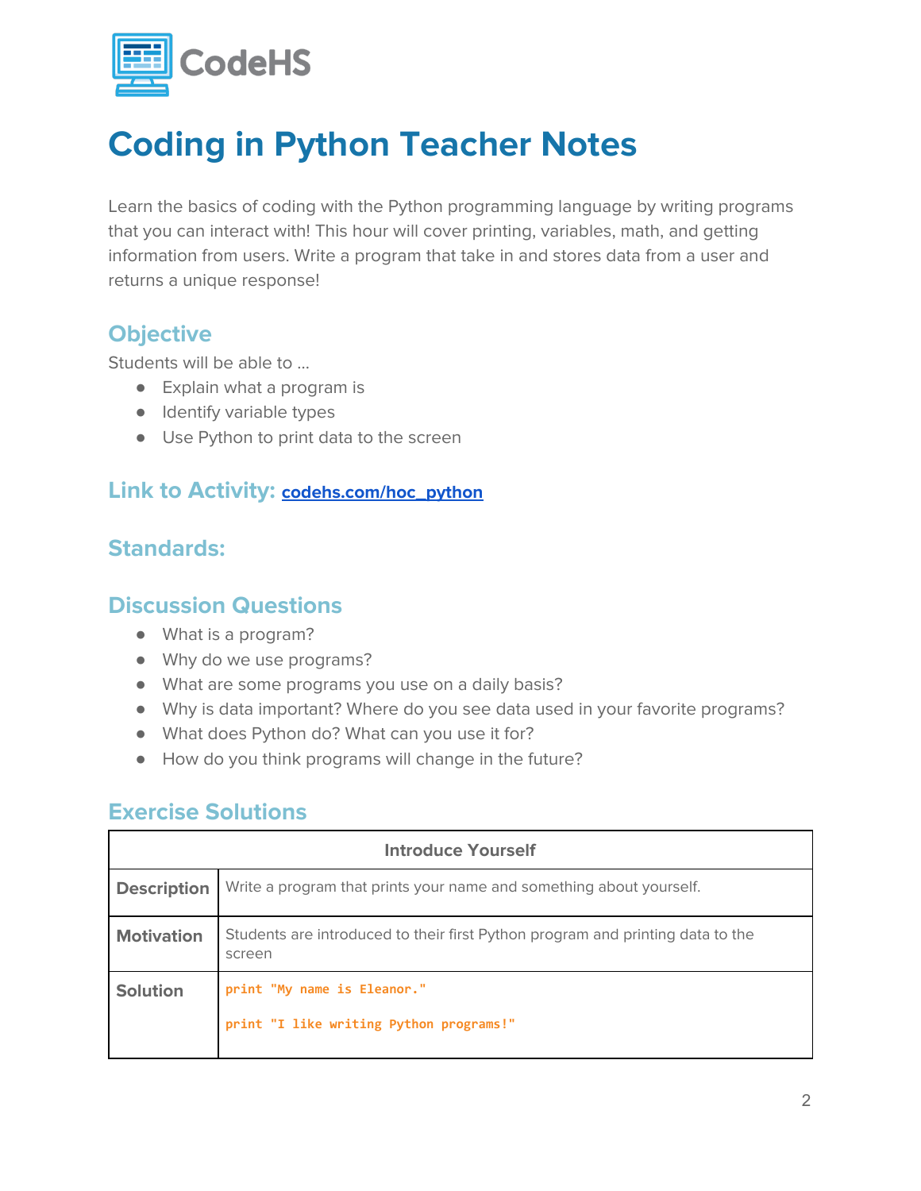CodeHS

# Coding in Python Teacher Notes

Learn the basics of coding with the Python programming language by writing programs that you can interact with! This hour will cover printing, variables, math, and getting information from users. Write a program that take in and stores data from a user and returns a unique response!

## Objective

Students will be able to …

- Explain what a program is
- Identify variable types
- Use Python to print data to the screen

## Link to Activity: [codehs.com/hoc_python](codehs.com/hoc_python)

## Standards:

## Discussion Questions

- What is a program?
- Why do we use programs?
- What are some programs you use on a daily basis?
- Why is data important? Where do you see data used in your favorite programs?
- What does Python do? What can you use it for?
- How do you think programs will change in the future?

## Exercise Solutions

| Introduce Yourself | |
|---|---|
| **Description** | Write a program that prints your name and something about yourself. |
| **Motivation** | Students are introduced to their first Python program and printing data to the screen |
| **Solution** | `print "My name is Eleanor."`<br><br>`print "I like writing Python programs!"` |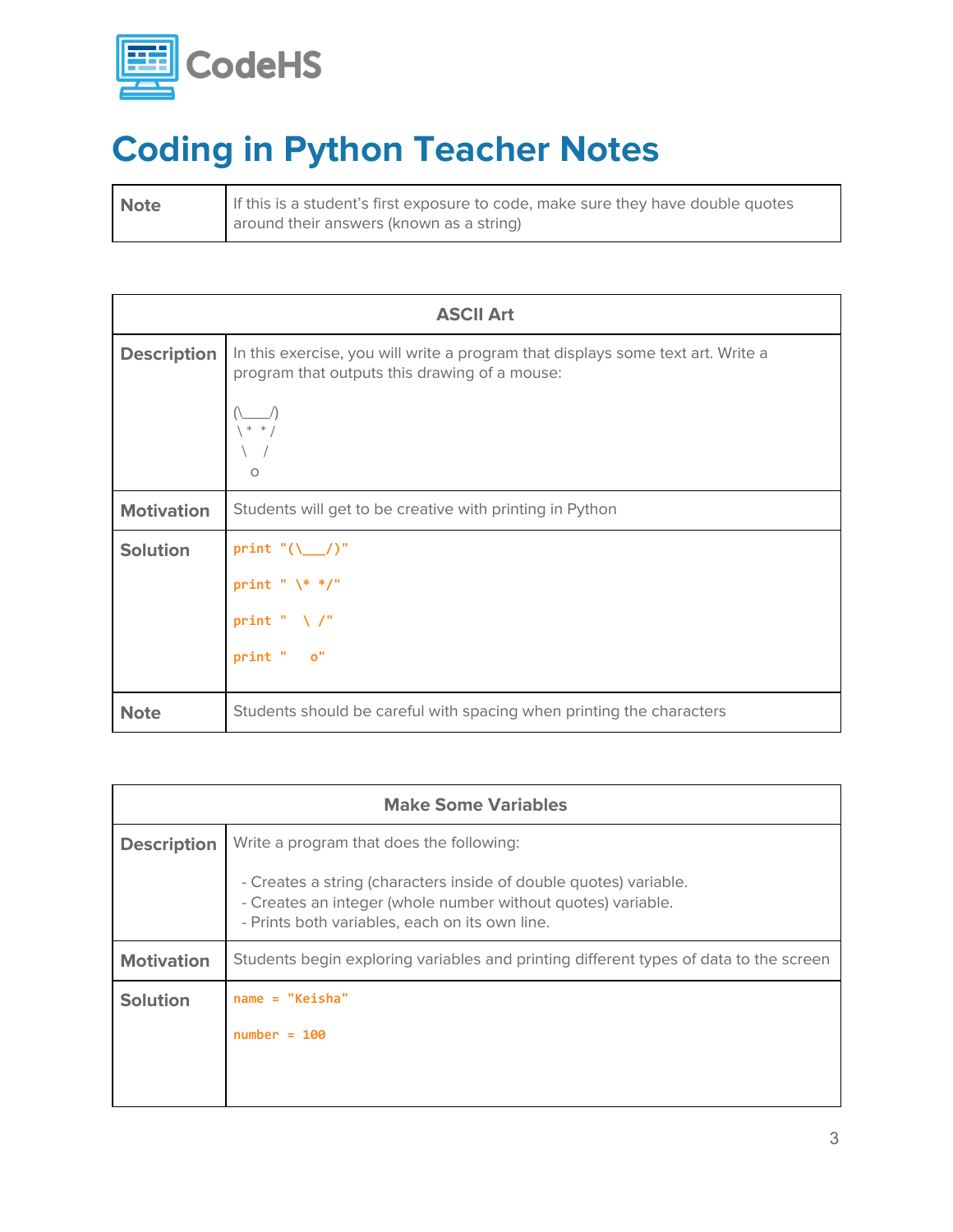# Coding in Python Teacher Notes

| **Note** | If this is a student's first exposure to code, make sure they have double quotes around their answers (known as a string) |
|---|---|

| **ASCII Art** | |
|---|---|
| **Description** | In this exercise, you will write a program that displays some text art. Write a program that outputs this drawing of a mouse:<br><br>`(\___/)`<br>` \* */`<br>`  \ /`<br>`   o` |
| **Motivation** | Students will get to be creative with printing in Python |
| **Solution** | `print "(\___/)"`<br><br>`print " \* */"`<br><br>`print "  \ /"`<br><br>`print "   o"` |
| **Note** | Students should be careful with spacing when printing the characters |

| **Make Some Variables** | |
|---|---|
| **Description** | Write a program that does the following:<br><br>- Creates a string (characters inside of double quotes) variable.<br>- Creates an integer (whole number without quotes) variable.<br>- Prints both variables, each on its own line. |
| **Motivation** | Students begin exploring variables and printing different types of data to the screen |
| **Solution** | `name = "Keisha"`<br><br>`number = 100` |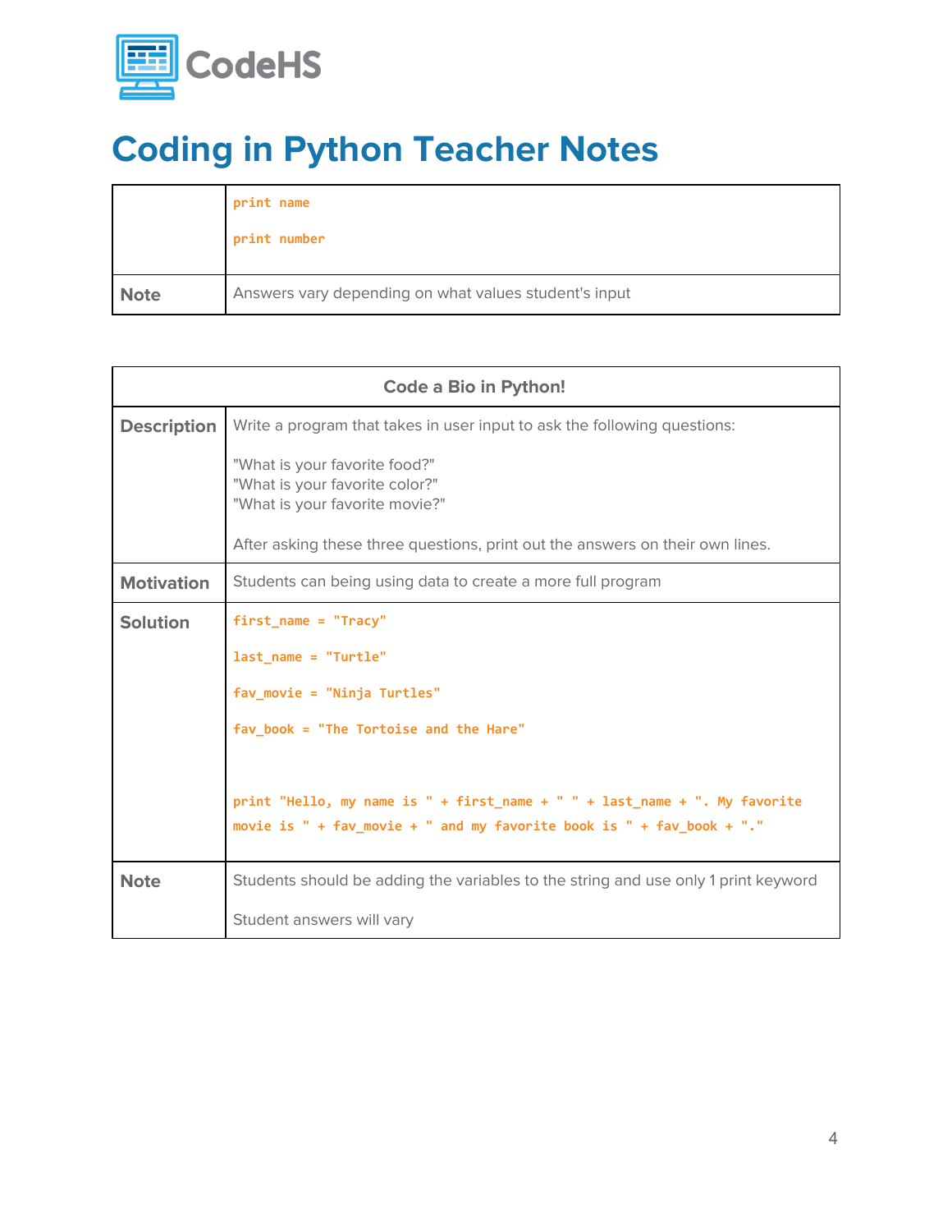# Coding in Python Teacher Notes

| | |
|---|---|
| | `print name`<br><br>`print number` |
| **Note** | Answers vary depending on what values student's input |

| Code a Bio in Python! | |
|---|---|
| **Description** | Write a program that takes in user input to ask the following questions:<br><br>"What is your favorite food?"<br>"What is your favorite color?"<br>"What is your favorite movie?"<br><br>After asking these three questions, print out the answers on their own lines. |
| **Motivation** | Students can being using data to create a more full program |
| **Solution** | `first_name = "Tracy"`<br><br>`last_name = "Turtle"`<br><br>`fav_movie = "Ninja Turtles"`<br><br>`fav_book = "The Tortoise and the Hare"`<br><br><br>`print "Hello, my name is " + first_name + " " + last_name + ". My favorite movie is " + fav_movie + " and my favorite book is " + fav_book + "."` |
| **Note** | Students should be adding the variables to the string and use only 1 print keyword<br><br>Student answers will vary |